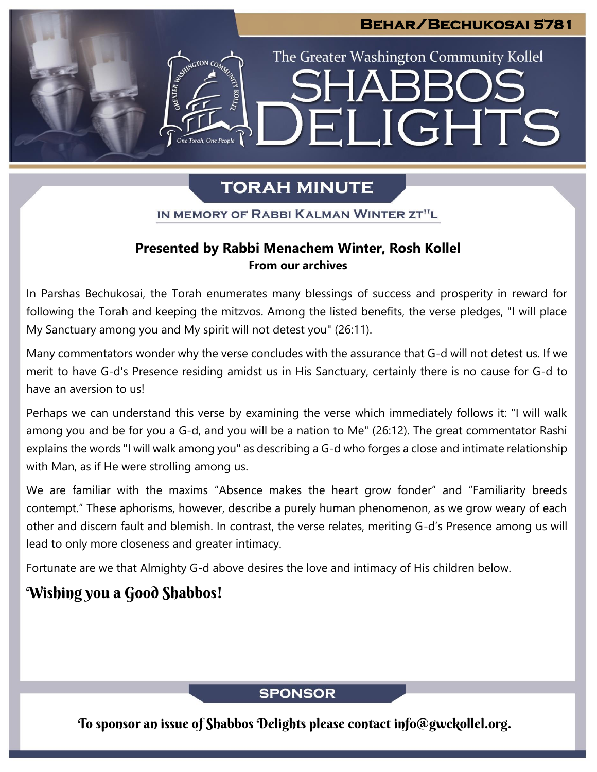# Behar/Bechukosai 5781

The Greater Washington Community Kollel

# SHABBOS DELIGHTS

## TORAH MINUTE

### IN MEMORY OF RABBI KALMAN WINTER ZT"L

**Presented by Rabbi Menachem Winter, Rosh Kollel**
**From our archives**

In Parshas Bechukosai, the Torah enumerates many blessings of success and prosperity in reward for following the Torah and keeping the mitzvos. Among the listed benefits, the verse pledges, "I will place My Sanctuary among you and My spirit will not detest you" (26:11).

Many commentators wonder why the verse concludes with the assurance that G-d will not detest us. If we merit to have G-d's Presence residing amidst us in His Sanctuary, certainly there is no cause for G-d to have an aversion to us!

Perhaps we can understand this verse by examining the verse which immediately follows it: "I will walk among you and be for you a G-d, and you will be a nation to Me" (26:12). The great commentator Rashi explains the words "I will walk among you" as describing a G-d who forges a close and intimate relationship with Man, as if He were strolling among us.

We are familiar with the maxims "Absence makes the heart grow fonder" and "Familiarity breeds contempt." These aphorisms, however, describe a purely human phenomenon, as we grow weary of each other and discern fault and blemish. In contrast, the verse relates, meriting G-d's Presence among us will lead to only more closeness and greater intimacy.

Fortunate are we that Almighty G-d above desires the love and intimacy of His children below.

## Wishing you a Good Shabbos!

## SPONSOR

To sponsor an issue of Shabbos Delights please contact info@gwckollel.org.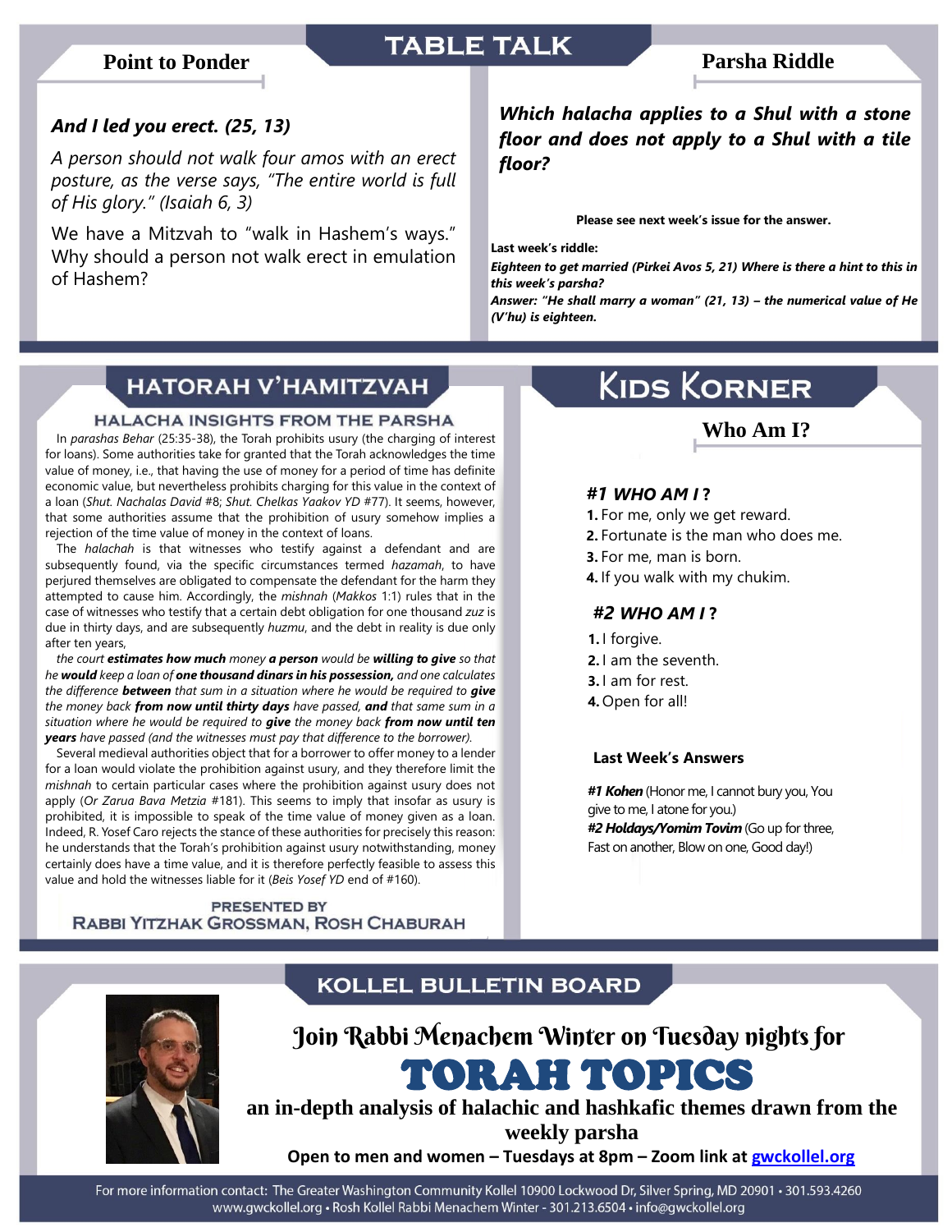# TABLE TALK

## Point to Ponder

***And I led you erect. (25, 13)***

*A person should not walk four amos with an erect posture, as the verse says, "The entire world is full of His glory." (Isaiah 6, 3)*

We have a Mitzvah to "walk in Hashem's ways." Why should a person not walk erect in emulation of Hashem?

## Parsha Riddle

***Which halacha applies to a Shul with a stone floor and does not apply to a Shul with a tile floor?***

**Please see next week's issue for the answer.**

**Last week's riddle:**

***Eighteen to get married (Pirkei Avos 5, 21) Where is there a hint to this in this week's parsha?***

***Answer: "He shall marry a woman" (21, 13) – the numerical value of He (V'hu) is eighteen.***

# HATORAH V'HAMITZVAH

## HALACHA INSIGHTS FROM THE PARSHA

In *parashas Behar* (25:35-38), the Torah prohibits usury (the charging of interest for loans). Some authorities take for granted that the Torah acknowledges the time value of money, i.e., that having the use of money for a period of time has definite economic value, but nevertheless prohibits charging for this value in the context of a loan (*Shut. Nachalas David* #8; *Shut. Chelkas Yaakov YD* #77). It seems, however, that some authorities assume that the prohibition of usury somehow implies a rejection of the time value of money in the context of loans.

The *halachah* is that witnesses who testify against a defendant and are subsequently found, via the specific circumstances termed *hazamah*, to have perjured themselves are obligated to compensate the defendant for the harm they attempted to cause him. Accordingly, the *mishnah* (*Makkos* 1:1) rules that in the case of witnesses who testify that a certain debt obligation for one thousand *zuz* is due in thirty days, and are subsequently *huzmu*, and the debt in reality is due only after ten years,

*the court **estimates how much** money **a person** would be **willing to give** so that he **would** keep a loan of **one thousand dinars in his possession,** and one calculates the difference **between** that sum in a situation where he would be required to **give** the money back **from now until thirty days** have passed, **and** that same sum in a situation where he would be required to **give** the money back **from now until ten years** have passed (and the witnesses must pay that difference to the borrower).*

Several medieval authorities object that for a borrower to offer money to a lender for a loan would violate the prohibition against usury, and they therefore limit the *mishnah* to certain particular cases where the prohibition against usury does not apply (*Or Zarua Bava Metzia* #181). This seems to imply that insofar as usury is prohibited, it is impossible to speak of the time value of money given as a loan. Indeed, R. Yosef Caro rejects the stance of these authorities for precisely this reason: he understands that the Torah's prohibition against usury notwithstanding, money certainly does have a time value, and it is therefore perfectly feasible to assess this value and hold the witnesses liable for it (*Beis Yosef YD* end of #160).

PRESENTED BY
RABBI YITZHAK GROSSMAN, ROSH CHABURAH

# KIDS KORNER

## Who Am I?

### #1 WHO AM I ?

1. For me, only we get reward.
2. Fortunate is the man who does me.
3. For me, man is born.
4. If you walk with my chukim.

### #2 WHO AM I ?

1. I forgive.
2. I am the seventh.
3. I am for rest.
4. Open for all!

**Last Week's Answers**

***#1 Kohen*** (Honor me, I cannot bury you, You give to me, I atone for you.)

***#2 Holdays/Yomim Tovim*** (Go up for three, Fast on another, Blow on one, Good day!)

# KOLLEL BULLETIN BOARD

Join Rabbi Menachem Winter on Tuesday nights for

**TORAH TOPICS**

**an in-depth analysis of halachic and hashkafic themes drawn from the weekly parsha**

**Open to men and women – Tuesdays at 8pm – Zoom link at gwckollel.org**

For more information contact: The Greater Washington Community Kollel 10900 Lockwood Dr, Silver Spring, MD 20901 • 301.593.4260
www.gwckollel.org • Rosh Kollel Rabbi Menachem Winter - 301.213.6504 • info@gwckollel.org